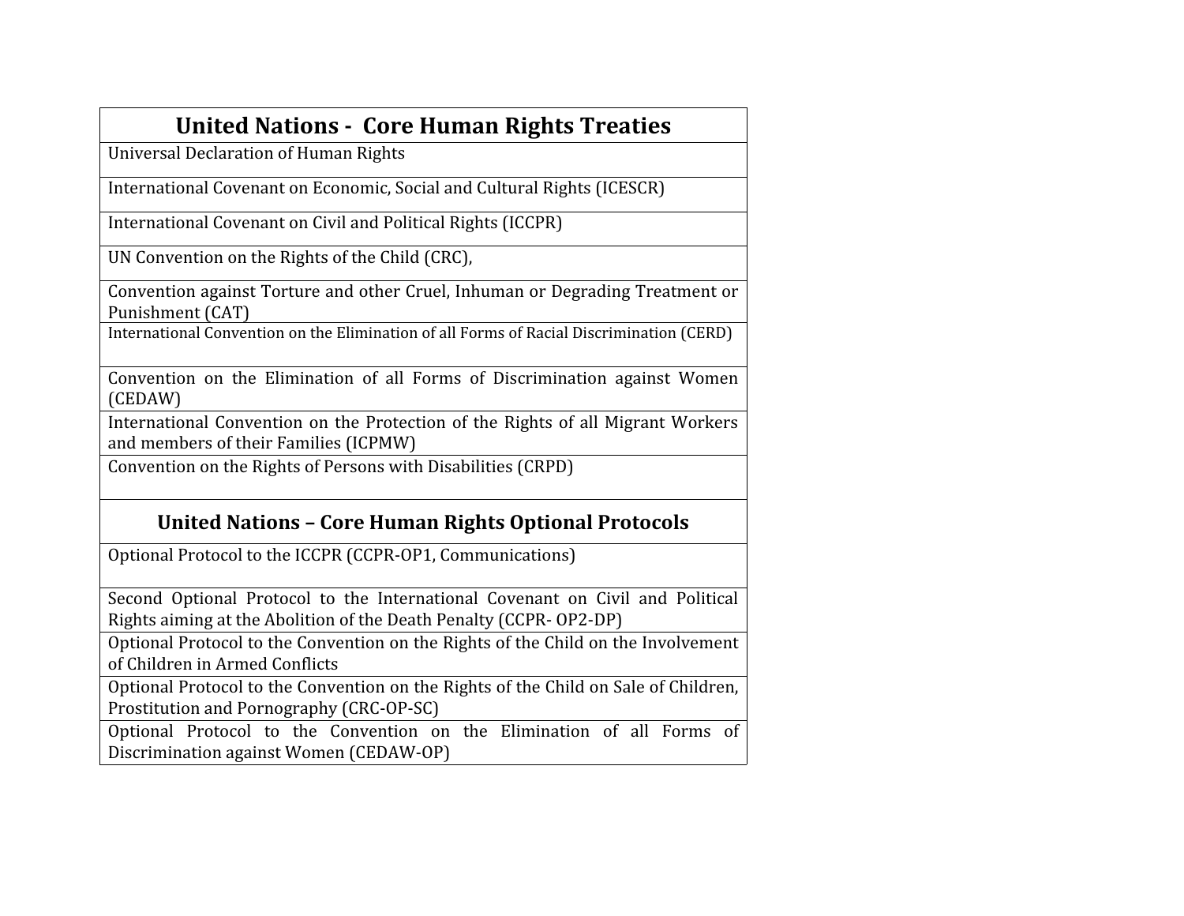| United Nations - Core Human Rights Treaties |
| --- |
| Universal Declaration of Human Rights |
| International Covenant on Economic, Social and Cultural Rights (ICESCR) |
| International Covenant on Civil and Political Rights (ICCPR) |
| UN Convention on the Rights of the Child (CRC), |
| Convention against Torture and other Cruel, Inhuman or Degrading Treatment or Punishment (CAT) |
| International Convention on the Elimination of all Forms of Racial Discrimination (CERD) |
| Convention on the Elimination of all Forms of Discrimination against Women (CEDAW) |
| International Convention on the Protection of the Rights of all Migrant Workers and members of their Families (ICPMW) |
| Convention on the Rights of Persons with Disabilities (CRPD) |
| **United Nations – Core Human Rights Optional Protocols** |
| Optional Protocol to the ICCPR (CCPR-OP1, Communications) |
| Second Optional Protocol to the International Covenant on Civil and Political Rights aiming at the Abolition of the Death Penalty (CCPR- OP2-DP) |
| Optional Protocol to the Convention on the Rights of the Child on the Involvement of Children in Armed Conflicts |
| Optional Protocol to the Convention on the Rights of the Child on Sale of Children, Prostitution and Pornography (CRC-OP-SC) |
| Optional Protocol to the Convention on the Elimination of all Forms of Discrimination against Women (CEDAW-OP) |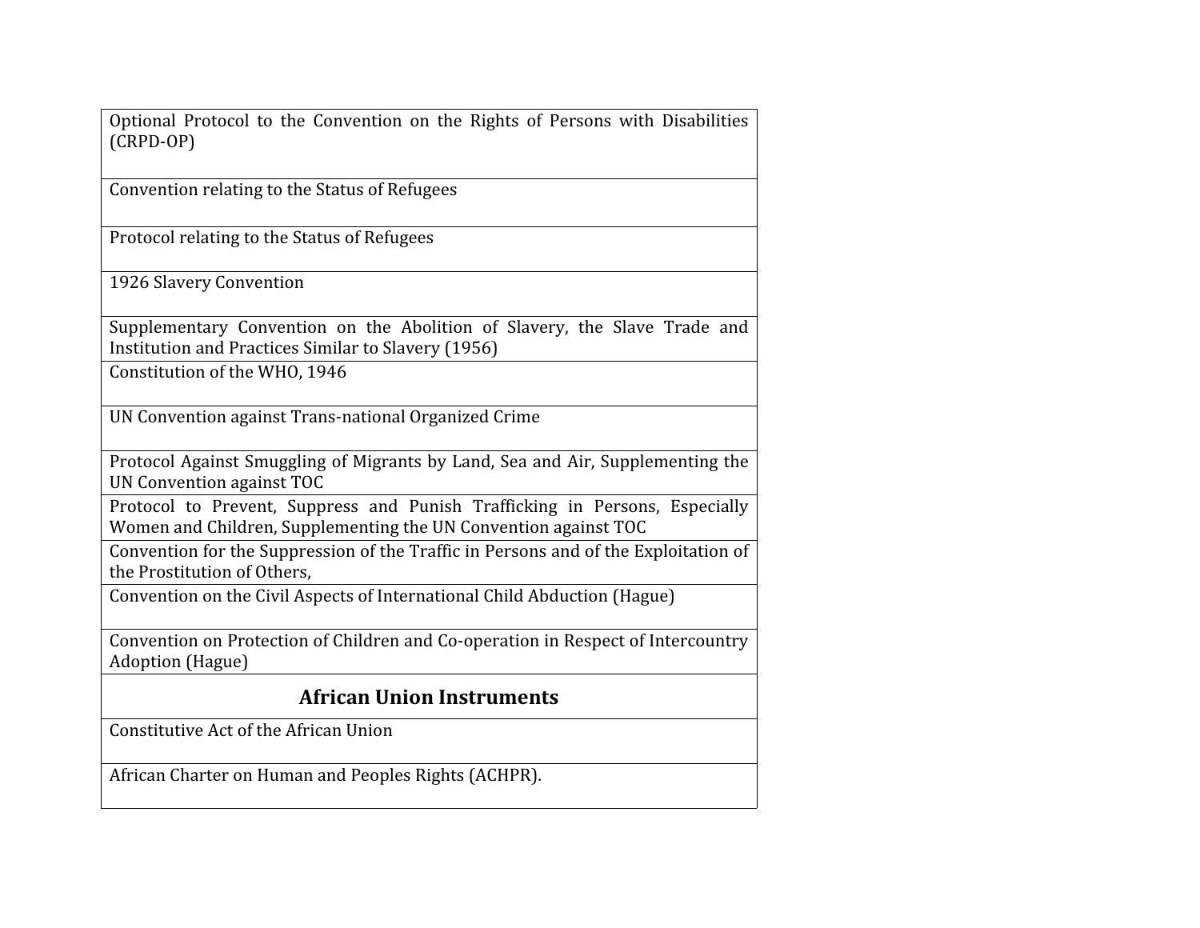| Optional Protocol to the Convention on the Rights of Persons with Disabilities (CRPD-OP) |
|---|
| Convention relating to the Status of Refugees |
| Protocol relating to the Status of Refugees |
| 1926 Slavery Convention |
| Supplementary Convention on the Abolition of Slavery, the Slave Trade and Institution and Practices Similar to Slavery (1956) |
| Constitution of the WHO, 1946 |
| UN Convention against Trans-national Organized Crime |
| Protocol Against Smuggling of Migrants by Land, Sea and Air, Supplementing the UN Convention against TOC |
| Protocol to Prevent, Suppress and Punish Trafficking in Persons, Especially Women and Children, Supplementing the UN Convention against TOC |
| Convention for the Suppression of the Traffic in Persons and of the Exploitation of the Prostitution of Others, |
| Convention on the Civil Aspects of International Child Abduction (Hague) |
| Convention on Protection of Children and Co-operation in Respect of Intercountry Adoption (Hague) |
| **African Union Instruments** |
| Constitutive Act of the African Union |
| African Charter on Human and Peoples Rights (ACHPR). |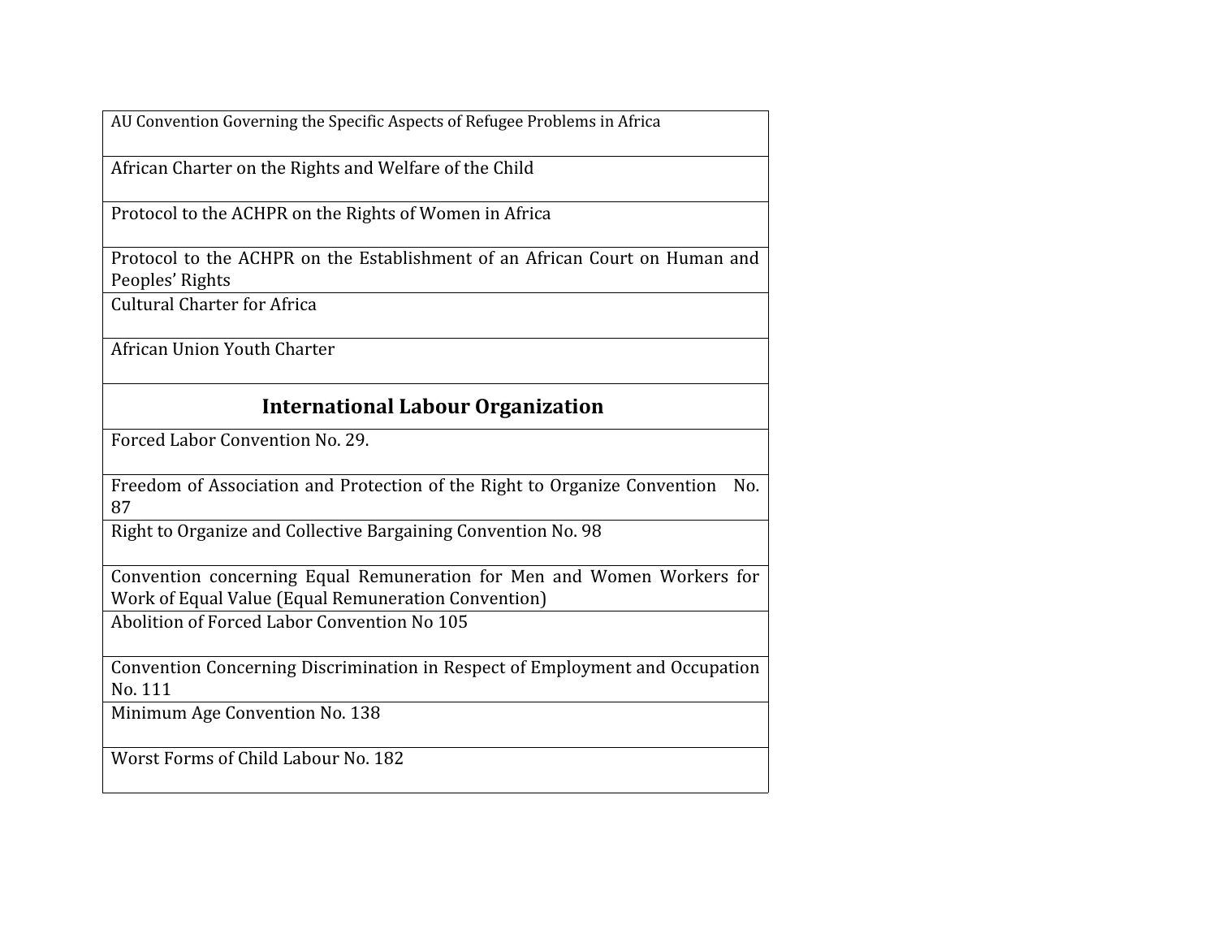| AU Convention Governing the Specific Aspects of Refugee Problems in Africa |
| --- |
| African Charter on the Rights and Welfare of the Child |
| Protocol to the ACHPR on the Rights of Women in Africa |
| Protocol to the ACHPR on the Establishment of an African Court on Human and Peoples' Rights |
| Cultural Charter for Africa |
| African Union Youth Charter |
| **International Labour Organization** |
| Forced Labor Convention No. 29. |
| Freedom of Association and Protection of the Right to Organize Convention No. 87 |
| Right to Organize and Collective Bargaining Convention No. 98 |
| Convention concerning Equal Remuneration for Men and Women Workers for Work of Equal Value (Equal Remuneration Convention) |
| Abolition of Forced Labor Convention No 105 |
| Convention Concerning Discrimination in Respect of Employment and Occupation No. 111 |
| Minimum Age Convention No. 138 |
| Worst Forms of Child Labour No. 182 |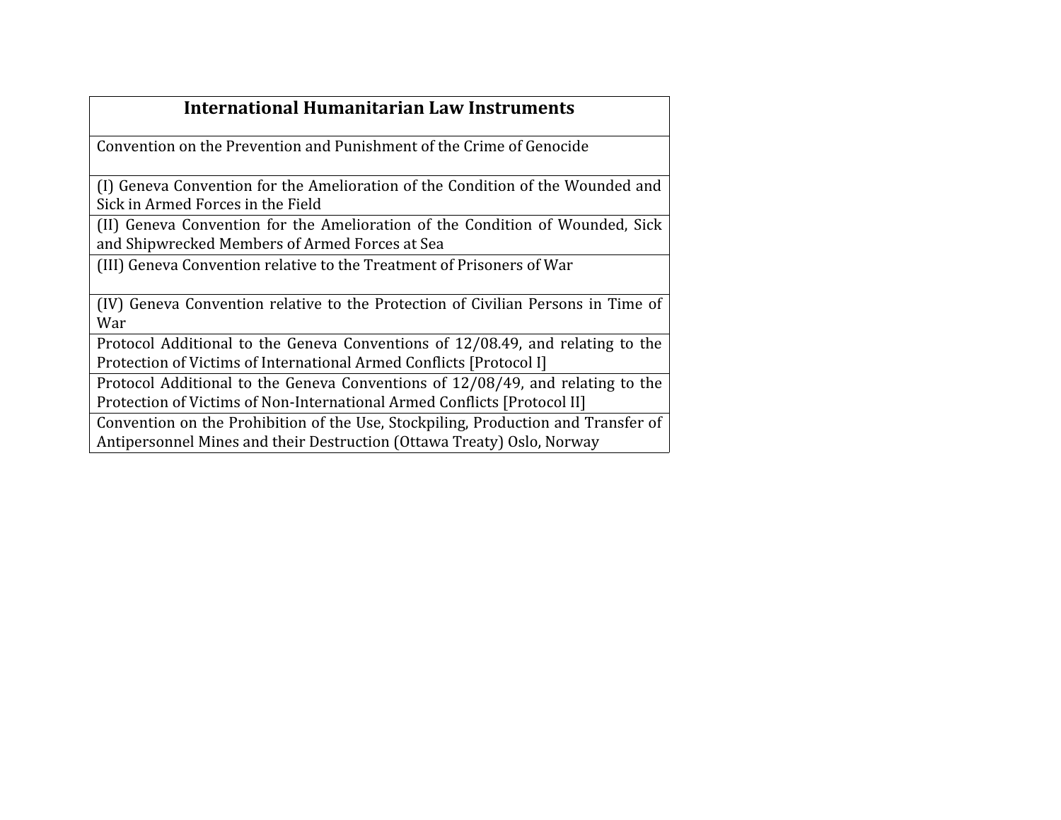| International Humanitarian Law Instruments |
|---|
| Convention on the Prevention and Punishment of the Crime of Genocide |
| (I) Geneva Convention for the Amelioration of the Condition of the Wounded and Sick in Armed Forces in the Field |
| (II) Geneva Convention for the Amelioration of the Condition of Wounded, Sick and Shipwrecked Members of Armed Forces at Sea |
| (III) Geneva Convention relative to the Treatment of Prisoners of War |
| (IV) Geneva Convention relative to the Protection of Civilian Persons in Time of War |
| Protocol Additional to the Geneva Conventions of 12/08.49, and relating to the Protection of Victims of International Armed Conflicts [Protocol I] |
| Protocol Additional to the Geneva Conventions of 12/08/49, and relating to the Protection of Victims of Non-International Armed Conflicts [Protocol II] |
| Convention on the Prohibition of the Use, Stockpiling, Production and Transfer of Antipersonnel Mines and their Destruction (Ottawa Treaty) Oslo, Norway |